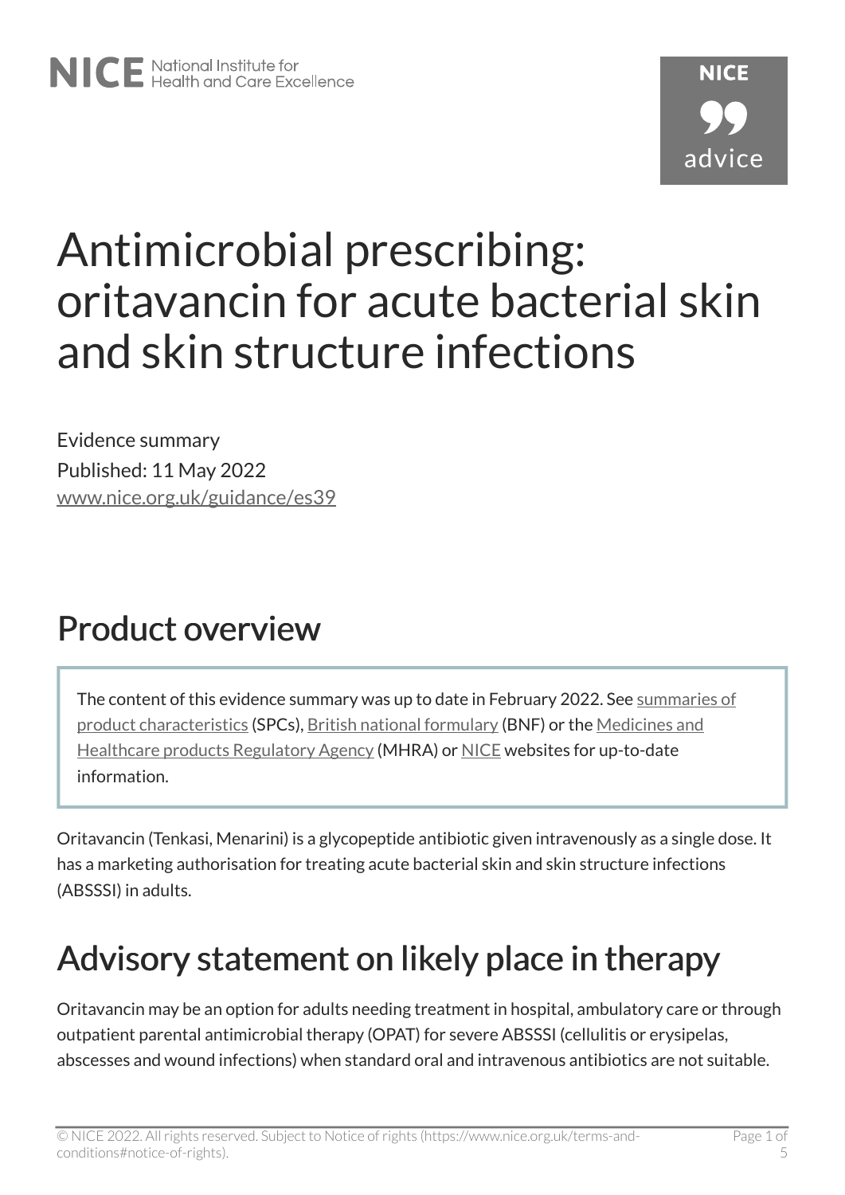# Antimicrobial prescribing: oritavancin for acute bacterial skin and skin structure infections

Evidence summary

Published: 11 May 2022

www.nice.org.uk/guidance/es39

## Product overview

> The content of this evidence summary was up to date in February 2022. See summaries of product characteristics (SPCs), British national formulary (BNF) or the Medicines and Healthcare products Regulatory Agency (MHRA) or NICE websites for up-to-date information.

Oritavancin (Tenkasi, Menarini) is a glycopeptide antibiotic given intravenously as a single dose. It has a marketing authorisation for treating acute bacterial skin and skin structure infections (ABSSSI) in adults.

## Advisory statement on likely place in therapy

Oritavancin may be an option for adults needing treatment in hospital, ambulatory care or through outpatient parental antimicrobial therapy (OPAT) for severe ABSSSI (cellulitis or erysipelas, abscesses and wound infections) when standard oral and intravenous antibiotics are not suitable.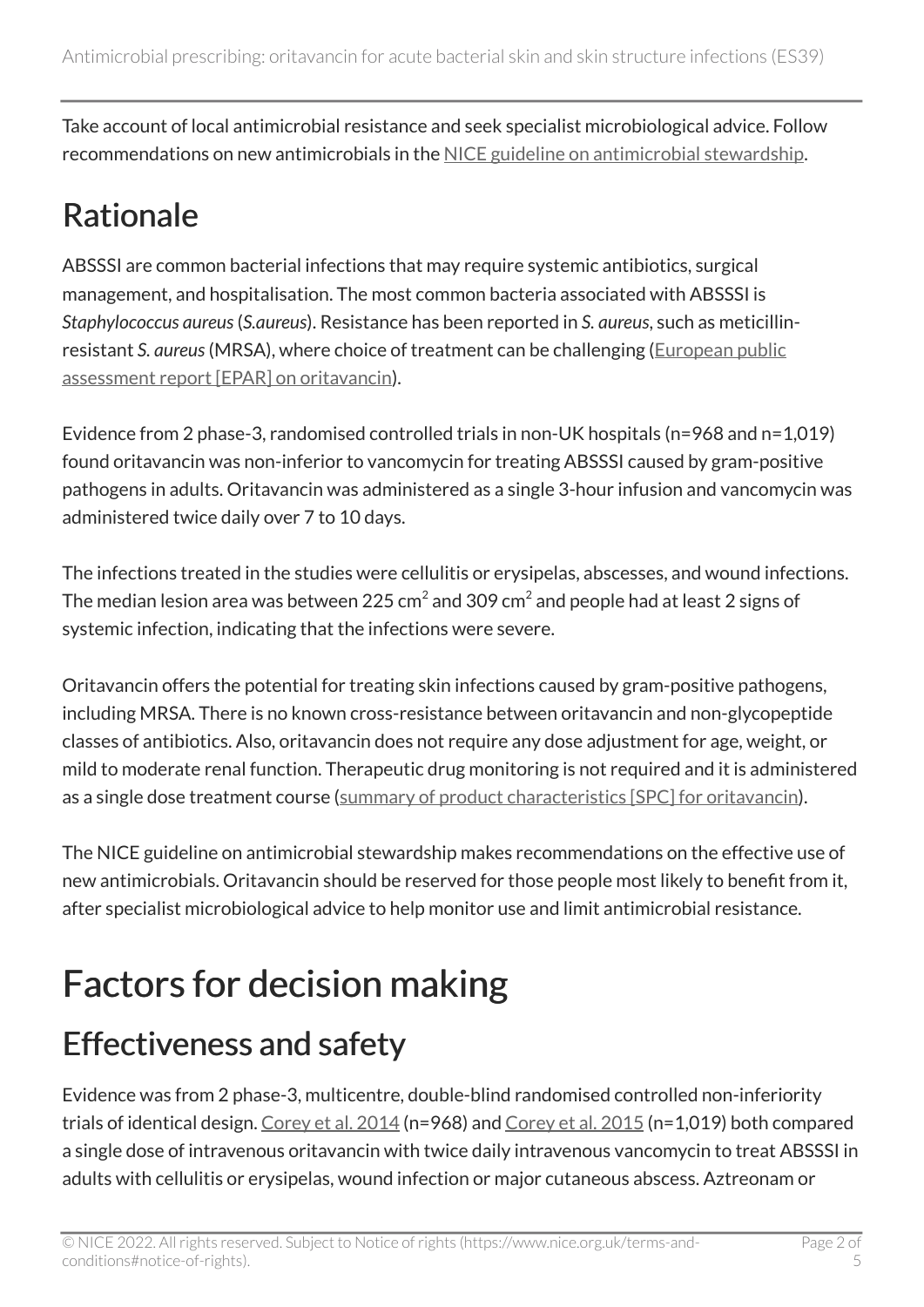Take account of local antimicrobial resistance and seek specialist microbiological advice. Follow recommendations on new antimicrobials in the NICE guideline on antimicrobial stewardship.

## Rationale

ABSSSI are common bacterial infections that may require systemic antibiotics, surgical management, and hospitalisation. The most common bacteria associated with ABSSSI is *Staphylococcus aureus* (*S.aureus*). Resistance has been reported in *S. aureus*, such as meticillin-resistant *S. aureus* (MRSA), where choice of treatment can be challenging (European public assessment report [EPAR] on oritavancin).

Evidence from 2 phase-3, randomised controlled trials in non-UK hospitals (n=968 and n=1,019) found oritavancin was non-inferior to vancomycin for treating ABSSSI caused by gram-positive pathogens in adults. Oritavancin was administered as a single 3-hour infusion and vancomycin was administered twice daily over 7 to 10 days.

The infections treated in the studies were cellulitis or erysipelas, abscesses, and wound infections. The median lesion area was between 225 $cm^2$ and 309 $cm^2$ and people had at least 2 signs of systemic infection, indicating that the infections were severe.

Oritavancin offers the potential for treating skin infections caused by gram-positive pathogens, including MRSA. There is no known cross-resistance between oritavancin and non-glycopeptide classes of antibiotics. Also, oritavancin does not require any dose adjustment for age, weight, or mild to moderate renal function. Therapeutic drug monitoring is not required and it is administered as a single dose treatment course (summary of product characteristics [SPC] for oritavancin).

The NICE guideline on antimicrobial stewardship makes recommendations on the effective use of new antimicrobials. Oritavancin should be reserved for those people most likely to benefit from it, after specialist microbiological advice to help monitor use and limit antimicrobial resistance.

# Factors for decision making

## Effectiveness and safety

Evidence was from 2 phase-3, multicentre, double-blind randomised controlled non-inferiority trials of identical design. Corey et al. 2014 (n=968) and Corey et al. 2015 (n=1,019) both compared a single dose of intravenous oritavancin with twice daily intravenous vancomycin to treat ABSSSI in adults with cellulitis or erysipelas, wound infection or major cutaneous abscess. Aztreonam or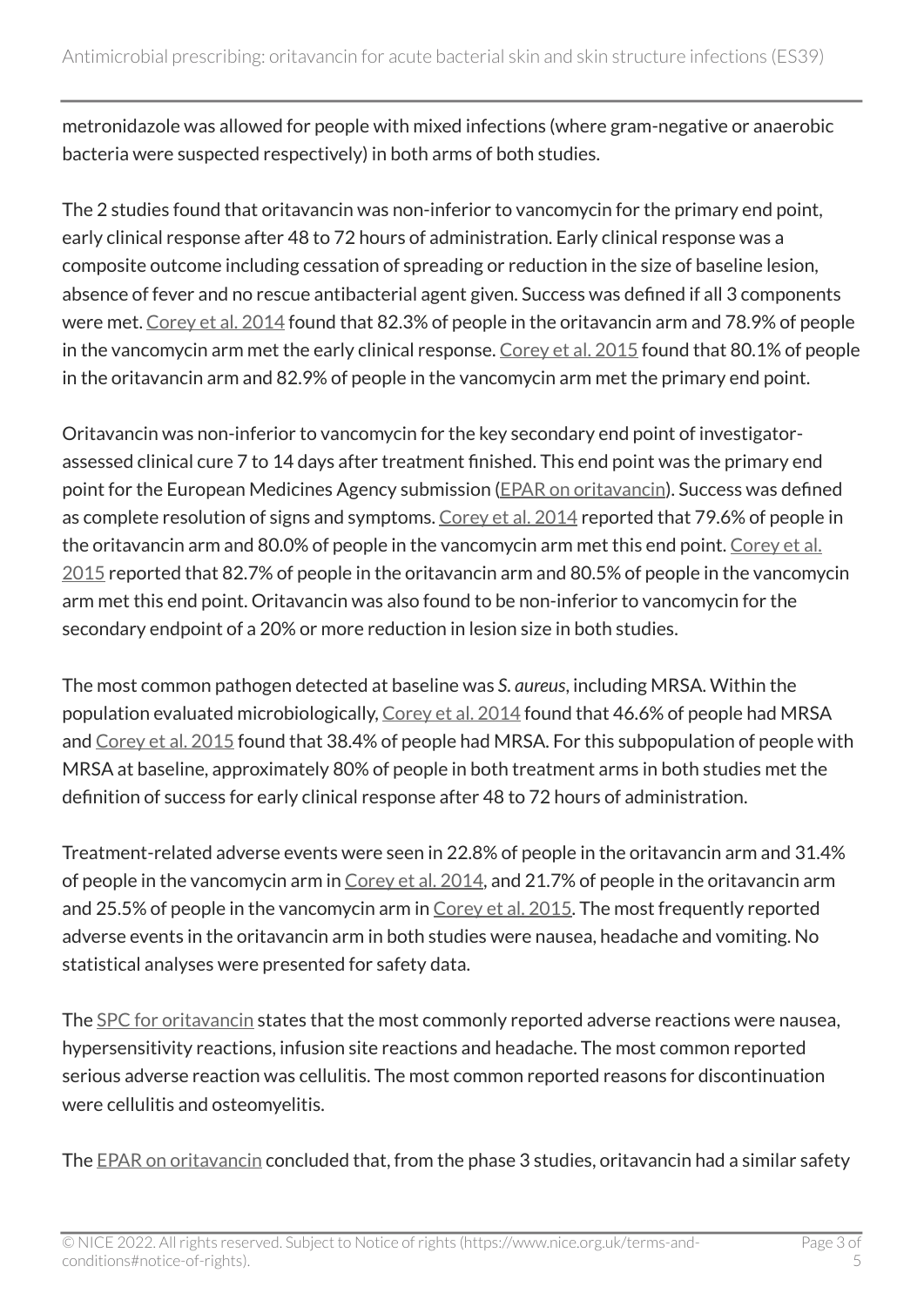metronidazole was allowed for people with mixed infections (where gram-negative or anaerobic bacteria were suspected respectively) in both arms of both studies.

The 2 studies found that oritavancin was non-inferior to vancomycin for the primary end point, early clinical response after 48 to 72 hours of administration. Early clinical response was a composite outcome including cessation of spreading or reduction in the size of baseline lesion, absence of fever and no rescue antibacterial agent given. Success was defined if all 3 components were met. Corey et al. 2014 found that 82.3% of people in the oritavancin arm and 78.9% of people in the vancomycin arm met the early clinical response. Corey et al. 2015 found that 80.1% of people in the oritavancin arm and 82.9% of people in the vancomycin arm met the primary end point.

Oritavancin was non-inferior to vancomycin for the key secondary end point of investigator-assessed clinical cure 7 to 14 days after treatment finished. This end point was the primary end point for the European Medicines Agency submission (EPAR on oritavancin). Success was defined as complete resolution of signs and symptoms. Corey et al. 2014 reported that 79.6% of people in the oritavancin arm and 80.0% of people in the vancomycin arm met this end point. Corey et al. 2015 reported that 82.7% of people in the oritavancin arm and 80.5% of people in the vancomycin arm met this end point. Oritavancin was also found to be non-inferior to vancomycin for the secondary endpoint of a 20% or more reduction in lesion size in both studies.

The most common pathogen detected at baseline was *S. aureus*, including MRSA. Within the population evaluated microbiologically, Corey et al. 2014 found that 46.6% of people had MRSA and Corey et al. 2015 found that 38.4% of people had MRSA. For this subpopulation of people with MRSA at baseline, approximately 80% of people in both treatment arms in both studies met the definition of success for early clinical response after 48 to 72 hours of administration.

Treatment-related adverse events were seen in 22.8% of people in the oritavancin arm and 31.4% of people in the vancomycin arm in Corey et al. 2014, and 21.7% of people in the oritavancin arm and 25.5% of people in the vancomycin arm in Corey et al. 2015. The most frequently reported adverse events in the oritavancin arm in both studies were nausea, headache and vomiting. No statistical analyses were presented for safety data.

The SPC for oritavancin states that the most commonly reported adverse reactions were nausea, hypersensitivity reactions, infusion site reactions and headache. The most common reported serious adverse reaction was cellulitis. The most common reported reasons for discontinuation were cellulitis and osteomyelitis.

The EPAR on oritavancin concluded that, from the phase 3 studies, oritavancin had a similar safety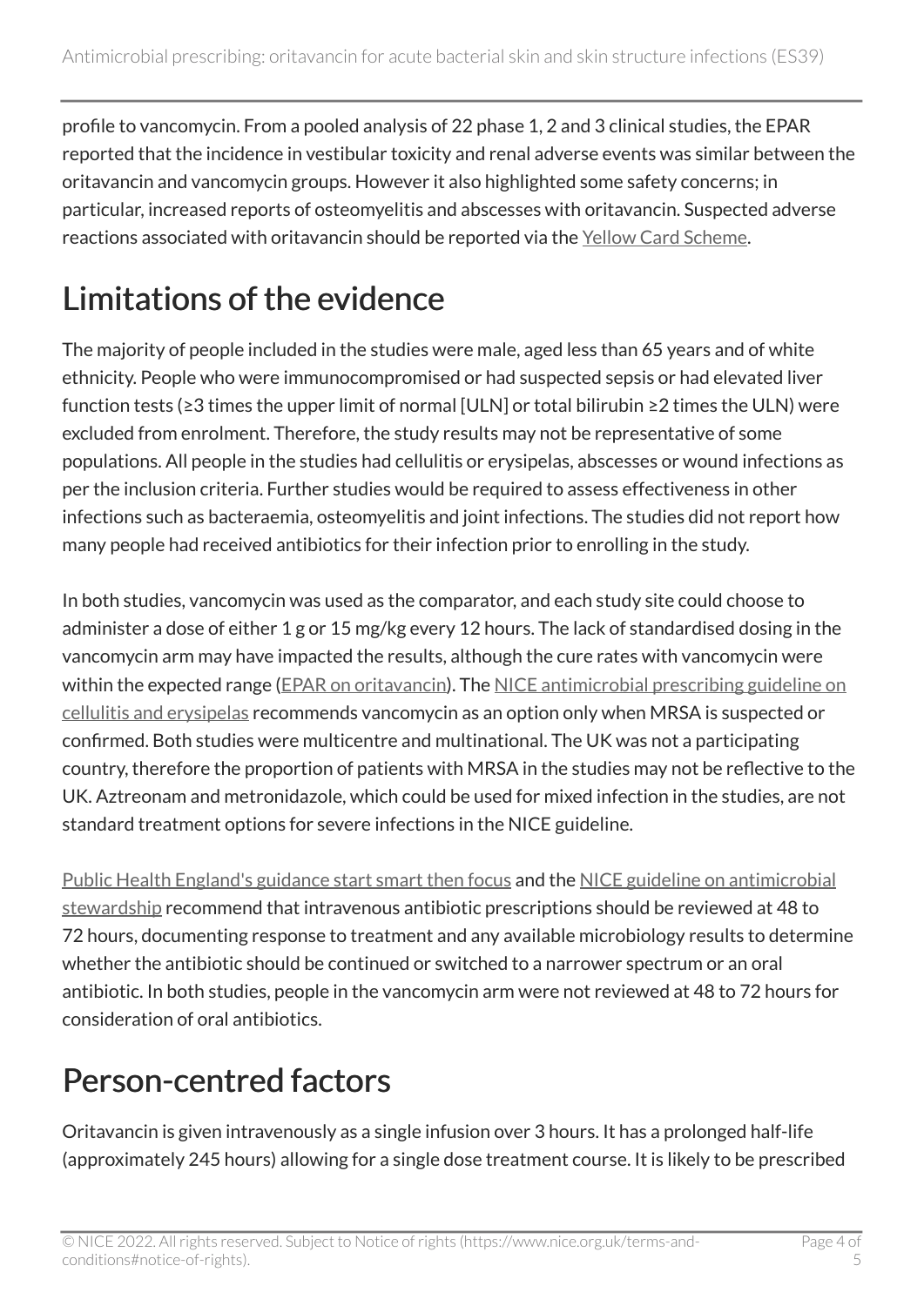profile to vancomycin. From a pooled analysis of 22 phase 1, 2 and 3 clinical studies, the EPAR reported that the incidence in vestibular toxicity and renal adverse events was similar between the oritavancin and vancomycin groups. However it also highlighted some safety concerns; in particular, increased reports of osteomyelitis and abscesses with oritavancin. Suspected adverse reactions associated with oritavancin should be reported via the Yellow Card Scheme.

## Limitations of the evidence

The majority of people included in the studies were male, aged less than 65 years and of white ethnicity. People who were immunocompromised or had suspected sepsis or had elevated liver function tests (≥3 times the upper limit of normal [ULN] or total bilirubin ≥2 times the ULN) were excluded from enrolment. Therefore, the study results may not be representative of some populations. All people in the studies had cellulitis or erysipelas, abscesses or wound infections as per the inclusion criteria. Further studies would be required to assess effectiveness in other infections such as bacteraemia, osteomyelitis and joint infections. The studies did not report how many people had received antibiotics for their infection prior to enrolling in the study.

In both studies, vancomycin was used as the comparator, and each study site could choose to administer a dose of either 1 g or 15 mg/kg every 12 hours. The lack of standardised dosing in the vancomycin arm may have impacted the results, although the cure rates with vancomycin were within the expected range (EPAR on oritavancin). The NICE antimicrobial prescribing guideline on cellulitis and erysipelas recommends vancomycin as an option only when MRSA is suspected or confirmed. Both studies were multicentre and multinational. The UK was not a participating country, therefore the proportion of patients with MRSA in the studies may not be reflective to the UK. Aztreonam and metronidazole, which could be used for mixed infection in the studies, are not standard treatment options for severe infections in the NICE guideline.

Public Health England's guidance start smart then focus and the NICE guideline on antimicrobial stewardship recommend that intravenous antibiotic prescriptions should be reviewed at 48 to 72 hours, documenting response to treatment and any available microbiology results to determine whether the antibiotic should be continued or switched to a narrower spectrum or an oral antibiotic. In both studies, people in the vancomycin arm were not reviewed at 48 to 72 hours for consideration of oral antibiotics.

## Person-centred factors

Oritavancin is given intravenously as a single infusion over 3 hours. It has a prolonged half-life (approximately 245 hours) allowing for a single dose treatment course. It is likely to be prescribed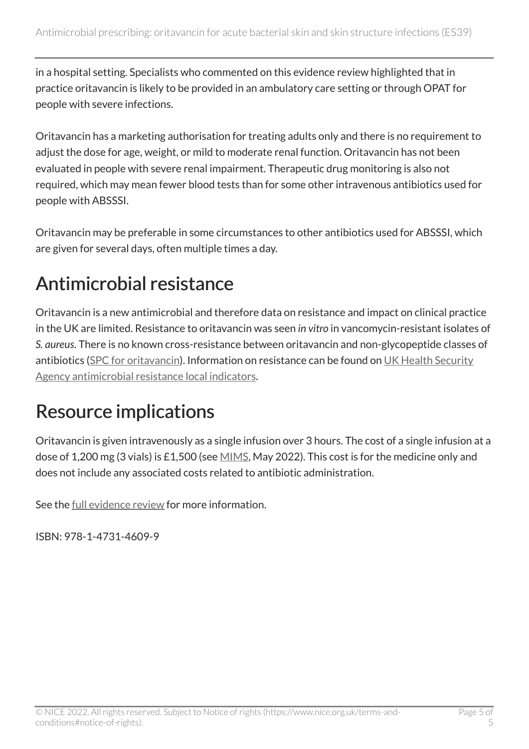in a hospital setting. Specialists who commented on this evidence review highlighted that in practice oritavancin is likely to be provided in an ambulatory care setting or through OPAT for people with severe infections.

Oritavancin has a marketing authorisation for treating adults only and there is no requirement to adjust the dose for age, weight, or mild to moderate renal function. Oritavancin has not been evaluated in people with severe renal impairment. Therapeutic drug monitoring is also not required, which may mean fewer blood tests than for some other intravenous antibiotics used for people with ABSSSI.

Oritavancin may be preferable in some circumstances to other antibiotics used for ABSSSI, which are given for several days, often multiple times a day.

## Antimicrobial resistance

Oritavancin is a new antimicrobial and therefore data on resistance and impact on clinical practice in the UK are limited. Resistance to oritavancin was seen *in vitro* in vancomycin-resistant isolates of *S. aureus*. There is no known cross-resistance between oritavancin and non-glycopeptide classes of antibiotics (SPC for oritavancin). Information on resistance can be found on UK Health Security Agency antimicrobial resistance local indicators.

## Resource implications

Oritavancin is given intravenously as a single infusion over 3 hours. The cost of a single infusion at a dose of 1,200 mg (3 vials) is £1,500 (see MIMS, May 2022). This cost is for the medicine only and does not include any associated costs related to antibiotic administration.

See the full evidence review for more information.

ISBN: 978-1-4731-4609-9